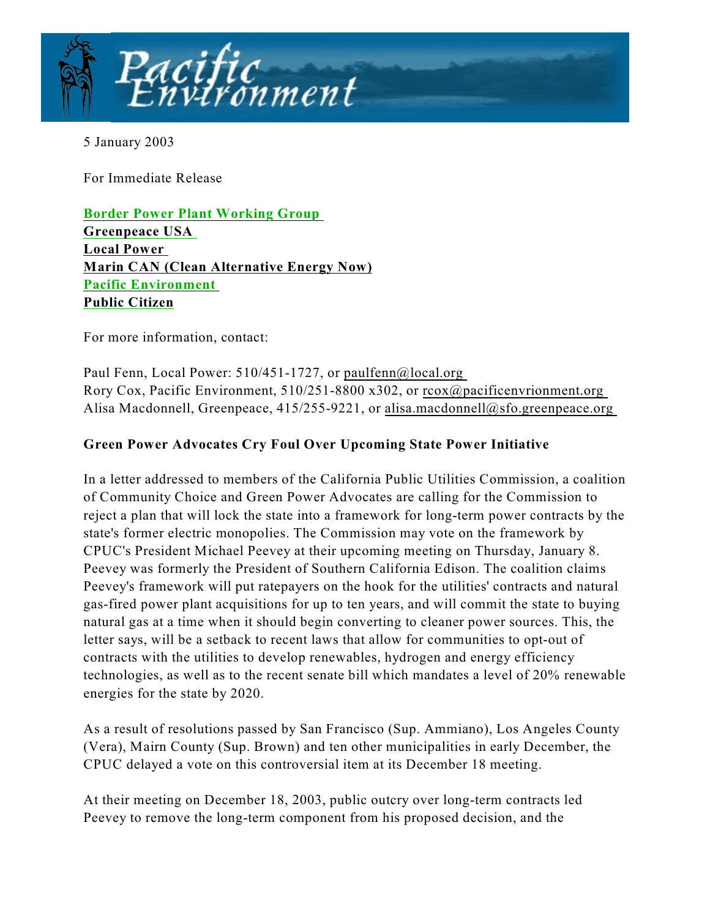5 January 2003

For Immediate Release

**Border Power Plant Working Group**
**Greenpeace USA**
**Local Power**
**Marin CAN (Clean Alternative Energy Now)**
**Pacific Environment**
**Public Citizen**

For more information, contact:

Paul Fenn, Local Power: 510/451-1727, or paulfenn@local.org
Rory Cox, Pacific Environment, 510/251-8800 x302, or rcox@pacificenvrionment.org
Alisa Macdonnell, Greenpeace, 415/255-9221, or alisa.macdonnell@sfo.greenpeace.org

**Green Power Advocates Cry Foul Over Upcoming State Power Initiative**

In a letter addressed to members of the California Public Utilities Commission, a coalition of Community Choice and Green Power Advocates are calling for the Commission to reject a plan that will lock the state into a framework for long-term power contracts by the state's former electric monopolies. The Commission may vote on the framework by CPUC's President Michael Peevey at their upcoming meeting on Thursday, January 8. Peevey was formerly the President of Southern California Edison. The coalition claims Peevey's framework will put ratepayers on the hook for the utilities' contracts and natural gas-fired power plant acquisitions for up to ten years, and will commit the state to buying natural gas at a time when it should begin converting to cleaner power sources. This, the letter says, will be a setback to recent laws that allow for communities to opt-out of contracts with the utilities to develop renewables, hydrogen and energy efficiency technologies, as well as to the recent senate bill which mandates a level of 20% renewable energies for the state by 2020.

As a result of resolutions passed by San Francisco (Sup. Ammiano), Los Angeles County (Vera), Mairn County (Sup. Brown) and ten other municipalities in early December, the CPUC delayed a vote on this controversial item at its December 18 meeting.

At their meeting on December 18, 2003, public outcry over long-term contracts led Peevey to remove the long-term component from his proposed decision, and the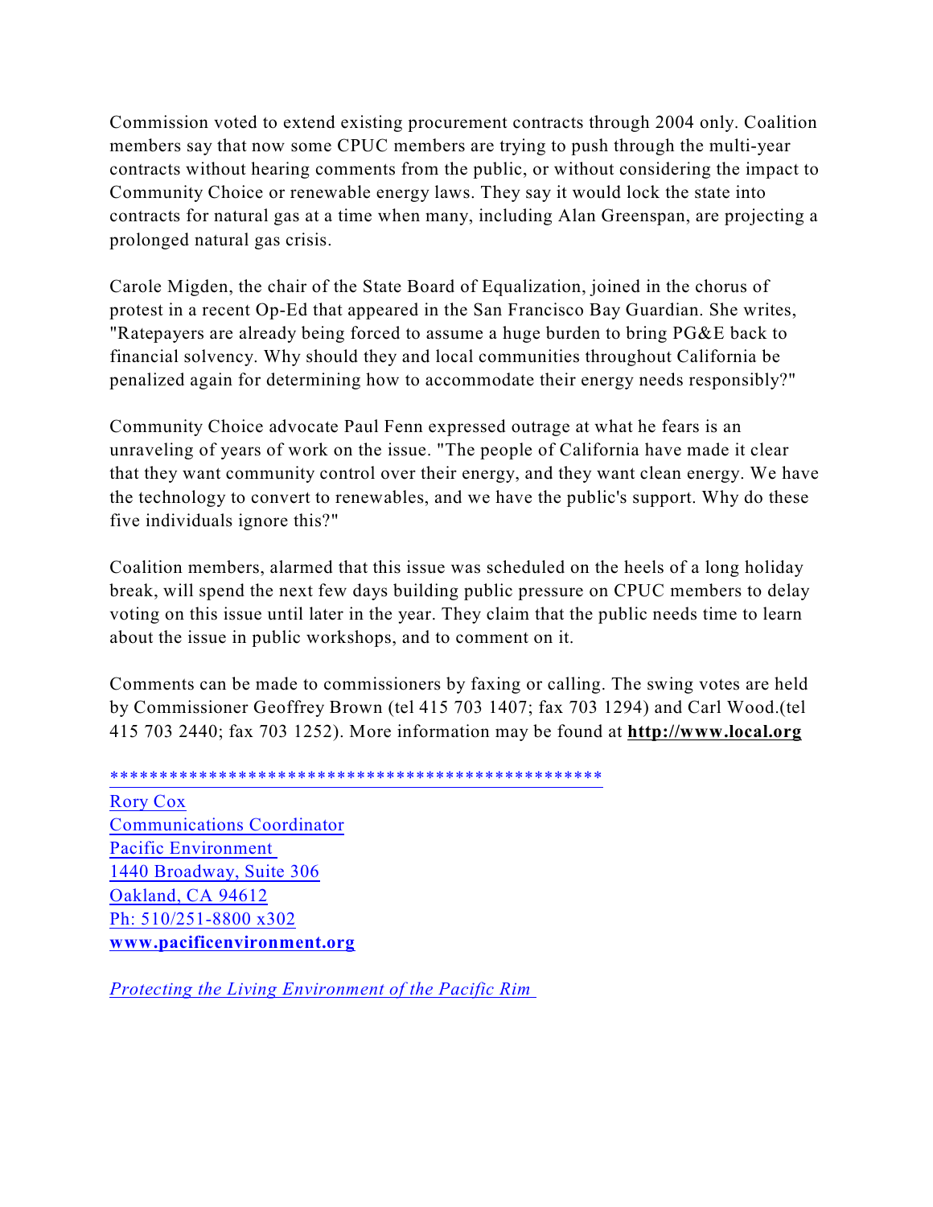Commission voted to extend existing procurement contracts through 2004 only. Coalition members say that now some CPUC members are trying to push through the multi-year contracts without hearing comments from the public, or without considering the impact to Community Choice or renewable energy laws. They say it would lock the state into contracts for natural gas at a time when many, including Alan Greenspan, are projecting a prolonged natural gas crisis.

Carole Migden, the chair of the State Board of Equalization, joined in the chorus of protest in a recent Op-Ed that appeared in the San Francisco Bay Guardian. She writes, "Ratepayers are already being forced to assume a huge burden to bring PG&E back to financial solvency. Why should they and local communities throughout California be penalized again for determining how to accommodate their energy needs responsibly?"

Community Choice advocate Paul Fenn expressed outrage at what he fears is an unraveling of years of work on the issue. "The people of California have made it clear that they want community control over their energy, and they want clean energy. We have the technology to convert to renewables, and we have the public's support. Why do these five individuals ignore this?"

Coalition members, alarmed that this issue was scheduled on the heels of a long holiday break, will spend the next few days building public pressure on CPUC members to delay voting on this issue until later in the year. They claim that the public needs time to learn about the issue in public workshops, and to comment on it.

Comments can be made to commissioners by faxing or calling. The swing votes are held by Commissioner Geoffrey Brown (tel 415 703 1407; fax 703 1294) and Carl Wood.(tel 415 703 2440; fax 703 1252). More information may be found at **http://www.local.org**

**************************************************

Rory Cox
Communications Coordinator
Pacific Environment
1440 Broadway, Suite 306
Oakland, CA 94612
Ph: 510/251-8800 x302
**www.pacificenvironment.org**

*Protecting the Living Environment of the Pacific Rim*